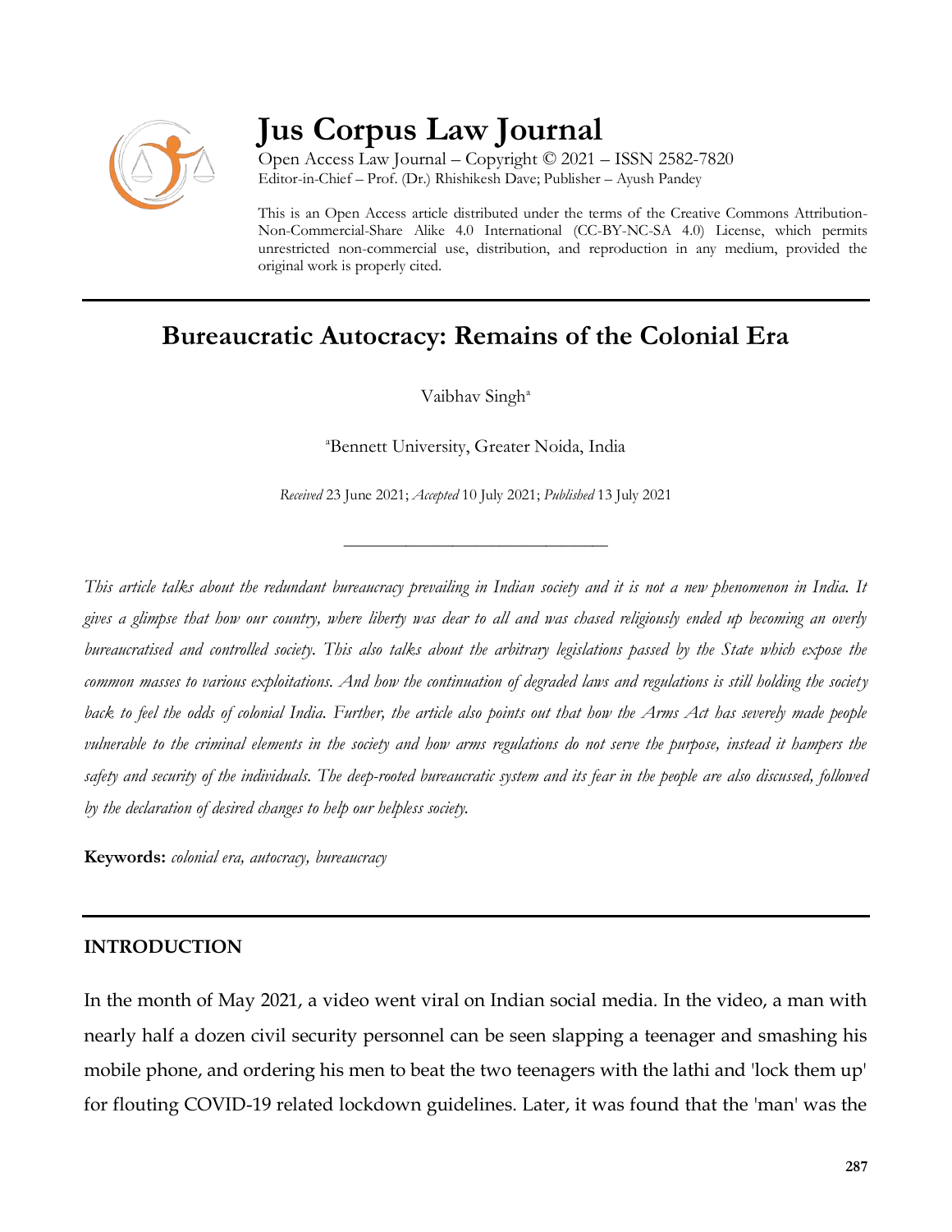# Jus Corpus Law Journal

Open Access Law Journal – Copyright © 2021 – ISSN 2582-7820
Editor-in-Chief – Prof. (Dr.) Rhishikesh Dave; Publisher – Ayush Pandey

This is an Open Access article distributed under the terms of the Creative Commons Attribution-Non-Commercial-Share Alike 4.0 International (CC-BY-NC-SA 4.0) License, which permits unrestricted non-commercial use, distribution, and reproduction in any medium, provided the original work is properly cited.

---

## Bureaucratic Autocracy: Remains of the Colonial Era

Vaibhav Singh[a]

[a]Bennett University, Greater Noida, India

*Received* 23 June 2021; *Accepted* 10 July 2021; *Published* 13 July 2021

---

*This article talks about the redundant bureaucracy prevailing in Indian society and it is not a new phenomenon in India. It gives a glimpse that how our country, where liberty was dear to all and was chased religiously ended up becoming an overly bureaucratised and controlled society. This also talks about the arbitrary legislations passed by the State which expose the common masses to various exploitations. And how the continuation of degraded laws and regulations is still holding the society back to feel the odds of colonial India. Further, the article also points out that how the Arms Act has severely made people vulnerable to the criminal elements in the society and how arms regulations do not serve the purpose, instead it hampers the safety and security of the individuals. The deep-rooted bureaucratic system and its fear in the people are also discussed, followed by the declaration of desired changes to help our helpless society.*

**Keywords:** *colonial era, autocracy, bureaucracy*

---

### INTRODUCTION

In the month of May 2021, a video went viral on Indian social media. In the video, a man with nearly half a dozen civil security personnel can be seen slapping a teenager and smashing his mobile phone, and ordering his men to beat the two teenagers with the lathi and 'lock them up' for flouting COVID-19 related lockdown guidelines. Later, it was found that the 'man' was the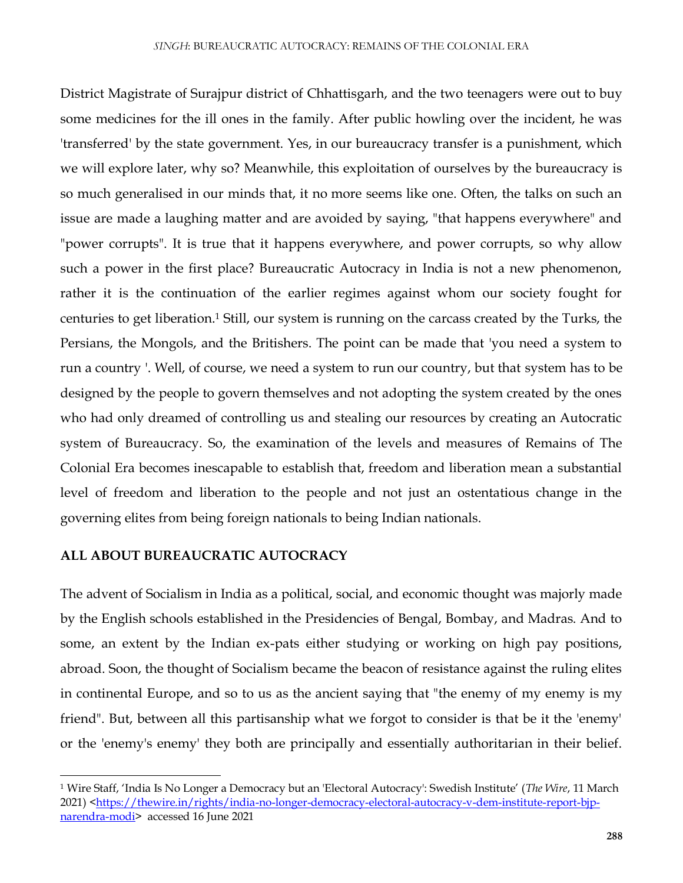District Magistrate of Surajpur district of Chhattisgarh, and the two teenagers were out to buy some medicines for the ill ones in the family. After public howling over the incident, he was 'transferred' by the state government. Yes, in our bureaucracy transfer is a punishment, which we will explore later, why so? Meanwhile, this exploitation of ourselves by the bureaucracy is so much generalised in our minds that, it no more seems like one. Often, the talks on such an issue are made a laughing matter and are avoided by saying, "that happens everywhere" and "power corrupts". It is true that it happens everywhere, and power corrupts, so why allow such a power in the first place? Bureaucratic Autocracy in India is not a new phenomenon, rather it is the continuation of the earlier regimes against whom our society fought for centuries to get liberation.[1] Still, our system is running on the carcass created by the Turks, the Persians, the Mongols, and the Britishers. The point can be made that 'you need a system to run a country '. Well, of course, we need a system to run our country, but that system has to be designed by the people to govern themselves and not adopting the system created by the ones who had only dreamed of controlling us and stealing our resources by creating an Autocratic system of Bureaucracy. So, the examination of the levels and measures of Remains of The Colonial Era becomes inescapable to establish that, freedom and liberation mean a substantial level of freedom and liberation to the people and not just an ostentatious change in the governing elites from being foreign nationals to being Indian nationals.

## ALL ABOUT BUREAUCRATIC AUTOCRACY

The advent of Socialism in India as a political, social, and economic thought was majorly made by the English schools established in the Presidencies of Bengal, Bombay, and Madras. And to some, an extent by the Indian ex-pats either studying or working on high pay positions, abroad. Soon, the thought of Socialism became the beacon of resistance against the ruling elites in continental Europe, and so to us as the ancient saying that "the enemy of my enemy is my friend". But, between all this partisanship what we forgot to consider is that be it the 'enemy' or the 'enemy's enemy' they both are principally and essentially authoritarian in their belief.

---

[1] Wire Staff, 'India Is No Longer a Democracy but an 'Electoral Autocracy': Swedish Institute' (*The Wire*, 11 March 2021) <https://thewire.in/rights/india-no-longer-democracy-electoral-autocracy-v-dem-institute-report-bjp-narendra-modi> accessed 16 June 2021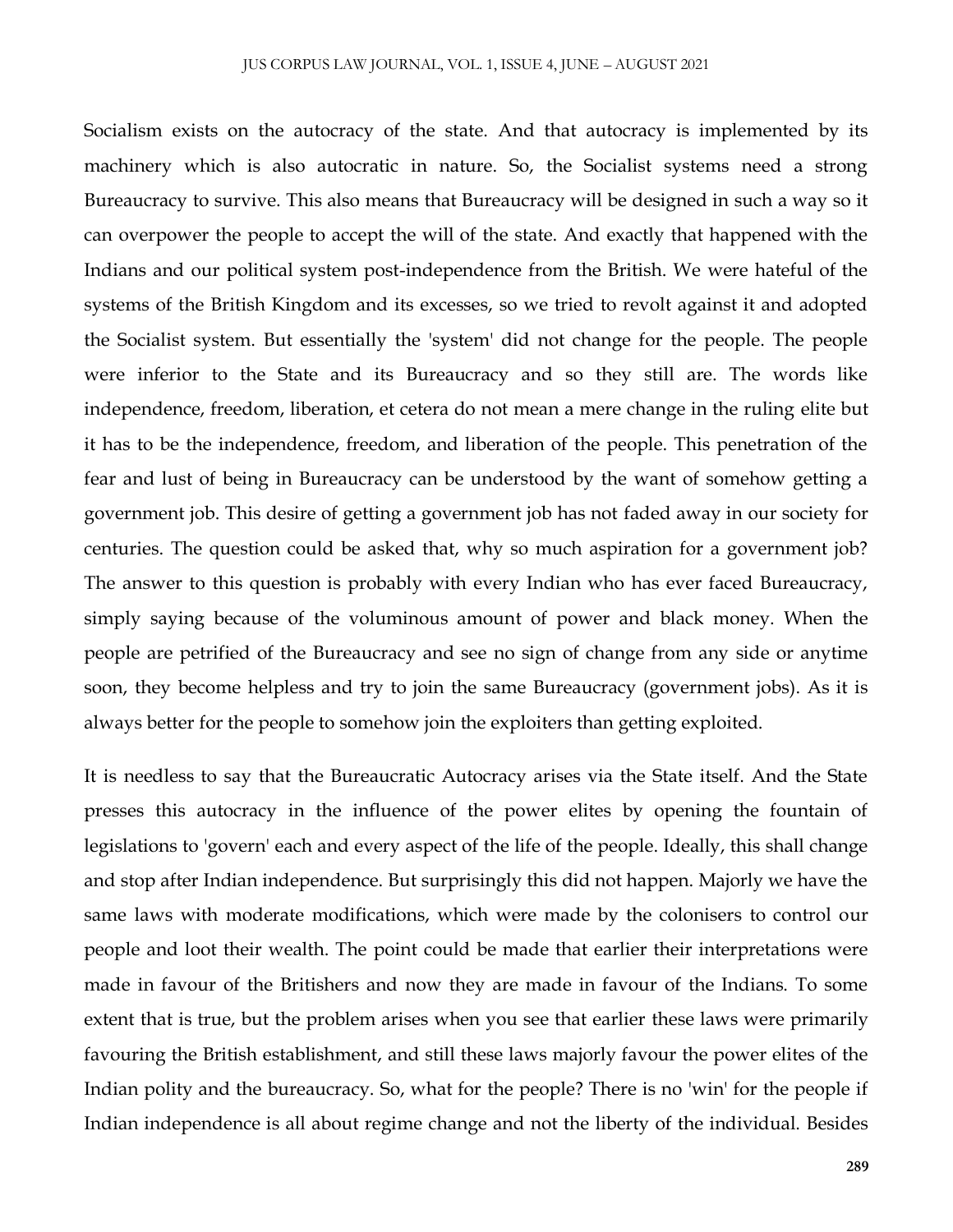Socialism exists on the autocracy of the state. And that autocracy is implemented by its machinery which is also autocratic in nature. So, the Socialist systems need a strong Bureaucracy to survive. This also means that Bureaucracy will be designed in such a way so it can overpower the people to accept the will of the state. And exactly that happened with the Indians and our political system post-independence from the British. We were hateful of the systems of the British Kingdom and its excesses, so we tried to revolt against it and adopted the Socialist system. But essentially the 'system' did not change for the people. The people were inferior to the State and its Bureaucracy and so they still are. The words like independence, freedom, liberation, et cetera do not mean a mere change in the ruling elite but it has to be the independence, freedom, and liberation of the people. This penetration of the fear and lust of being in Bureaucracy can be understood by the want of somehow getting a government job. This desire of getting a government job has not faded away in our society for centuries. The question could be asked that, why so much aspiration for a government job? The answer to this question is probably with every Indian who has ever faced Bureaucracy, simply saying because of the voluminous amount of power and black money. When the people are petrified of the Bureaucracy and see no sign of change from any side or anytime soon, they become helpless and try to join the same Bureaucracy (government jobs). As it is always better for the people to somehow join the exploiters than getting exploited.

It is needless to say that the Bureaucratic Autocracy arises via the State itself. And the State presses this autocracy in the influence of the power elites by opening the fountain of legislations to 'govern' each and every aspect of the life of the people. Ideally, this shall change and stop after Indian independence. But surprisingly this did not happen. Majorly we have the same laws with moderate modifications, which were made by the colonisers to control our people and loot their wealth. The point could be made that earlier their interpretations were made in favour of the Britishers and now they are made in favour of the Indians. To some extent that is true, but the problem arises when you see that earlier these laws were primarily favouring the British establishment, and still these laws majorly favour the power elites of the Indian polity and the bureaucracy. So, what for the people? There is no 'win' for the people if Indian independence is all about regime change and not the liberty of the individual. Besides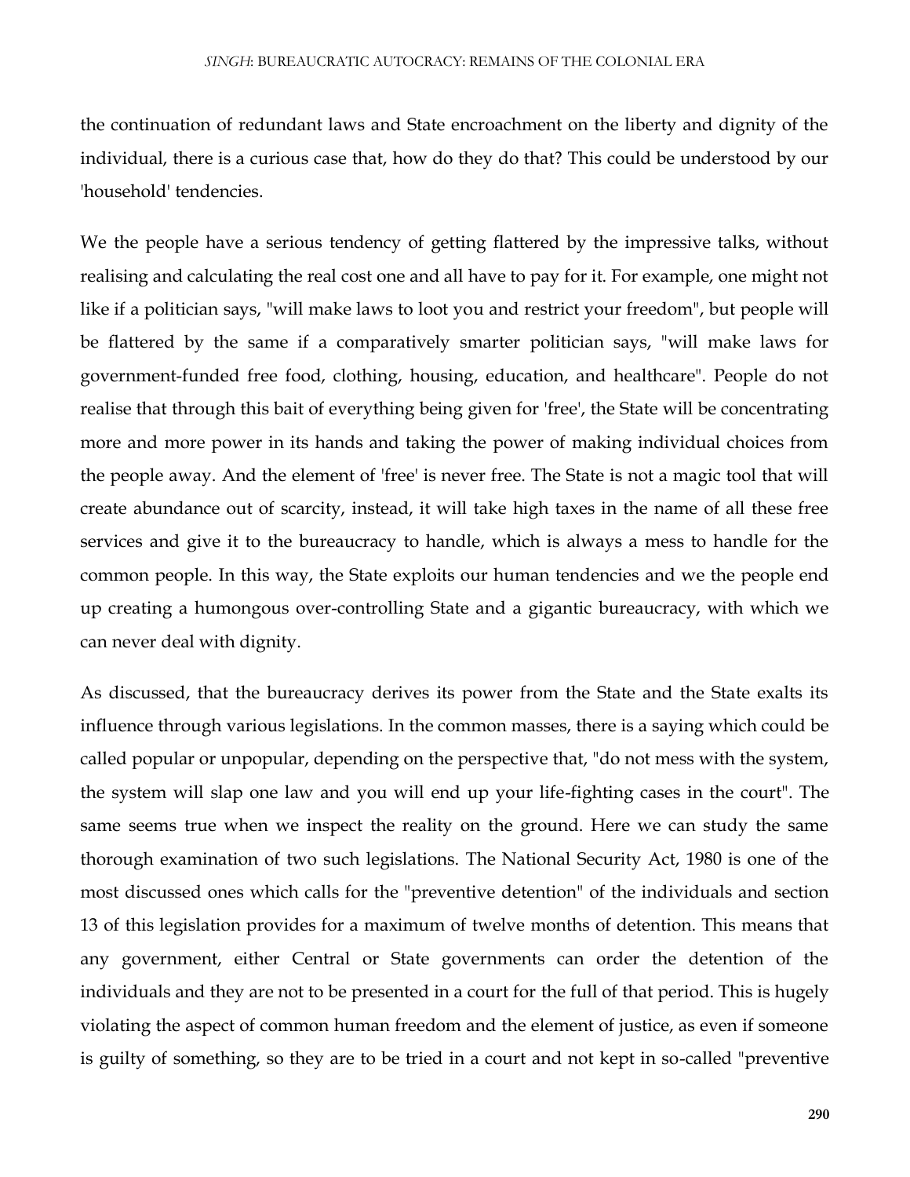the continuation of redundant laws and State encroachment on the liberty and dignity of the individual, there is a curious case that, how do they do that? This could be understood by our 'household' tendencies.

We the people have a serious tendency of getting flattered by the impressive talks, without realising and calculating the real cost one and all have to pay for it. For example, one might not like if a politician says, "will make laws to loot you and restrict your freedom", but people will be flattered by the same if a comparatively smarter politician says, "will make laws for government-funded free food, clothing, housing, education, and healthcare". People do not realise that through this bait of everything being given for 'free', the State will be concentrating more and more power in its hands and taking the power of making individual choices from the people away. And the element of 'free' is never free. The State is not a magic tool that will create abundance out of scarcity, instead, it will take high taxes in the name of all these free services and give it to the bureaucracy to handle, which is always a mess to handle for the common people. In this way, the State exploits our human tendencies and we the people end up creating a humongous over-controlling State and a gigantic bureaucracy, with which we can never deal with dignity.

As discussed, that the bureaucracy derives its power from the State and the State exalts its influence through various legislations. In the common masses, there is a saying which could be called popular or unpopular, depending on the perspective that, "do not mess with the system, the system will slap one law and you will end up your life-fighting cases in the court". The same seems true when we inspect the reality on the ground. Here we can study the same thorough examination of two such legislations. The National Security Act, 1980 is one of the most discussed ones which calls for the "preventive detention" of the individuals and section 13 of this legislation provides for a maximum of twelve months of detention. This means that any government, either Central or State governments can order the detention of the individuals and they are not to be presented in a court for the full of that period. This is hugely violating the aspect of common human freedom and the element of justice, as even if someone is guilty of something, so they are to be tried in a court and not kept in so-called "preventive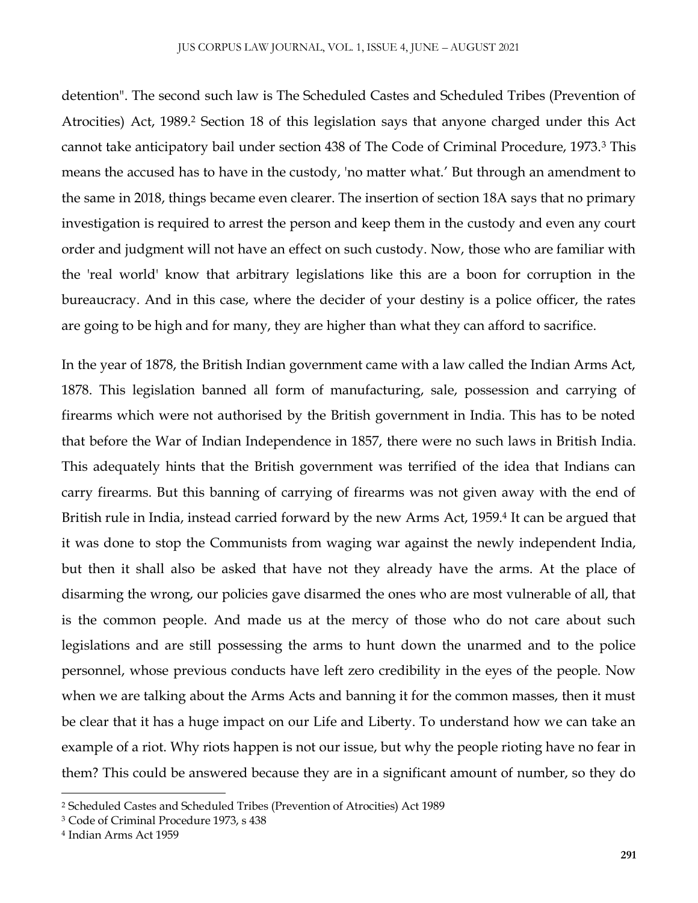detention". The second such law is The Scheduled Castes and Scheduled Tribes (Prevention of Atrocities) Act, 1989.[2] Section 18 of this legislation says that anyone charged under this Act cannot take anticipatory bail under section 438 of The Code of Criminal Procedure, 1973.[3] This means the accused has to have in the custody, 'no matter what.' But through an amendment to the same in 2018, things became even clearer. The insertion of section 18A says that no primary investigation is required to arrest the person and keep them in the custody and even any court order and judgment will not have an effect on such custody. Now, those who are familiar with the 'real world' know that arbitrary legislations like this are a boon for corruption in the bureaucracy. And in this case, where the decider of your destiny is a police officer, the rates are going to be high and for many, they are higher than what they can afford to sacrifice.

In the year of 1878, the British Indian government came with a law called the Indian Arms Act, 1878. This legislation banned all form of manufacturing, sale, possession and carrying of firearms which were not authorised by the British government in India. This has to be noted that before the War of Indian Independence in 1857, there were no such laws in British India. This adequately hints that the British government was terrified of the idea that Indians can carry firearms. But this banning of carrying of firearms was not given away with the end of British rule in India, instead carried forward by the new Arms Act, 1959.[4] It can be argued that it was done to stop the Communists from waging war against the newly independent India, but then it shall also be asked that have not they already have the arms. At the place of disarming the wrong, our policies gave disarmed the ones who are most vulnerable of all, that is the common people. And made us at the mercy of those who do not care about such legislations and are still possessing the arms to hunt down the unarmed and to the police personnel, whose previous conducts have left zero credibility in the eyes of the people. Now when we are talking about the Arms Acts and banning it for the common masses, then it must be clear that it has a huge impact on our Life and Liberty. To understand how we can take an example of a riot. Why riots happen is not our issue, but why the people rioting have no fear in them? This could be answered because they are in a significant amount of number, so they do

---

[2] Scheduled Castes and Scheduled Tribes (Prevention of Atrocities) Act 1989

[3] Code of Criminal Procedure 1973, s 438

[4] Indian Arms Act 1959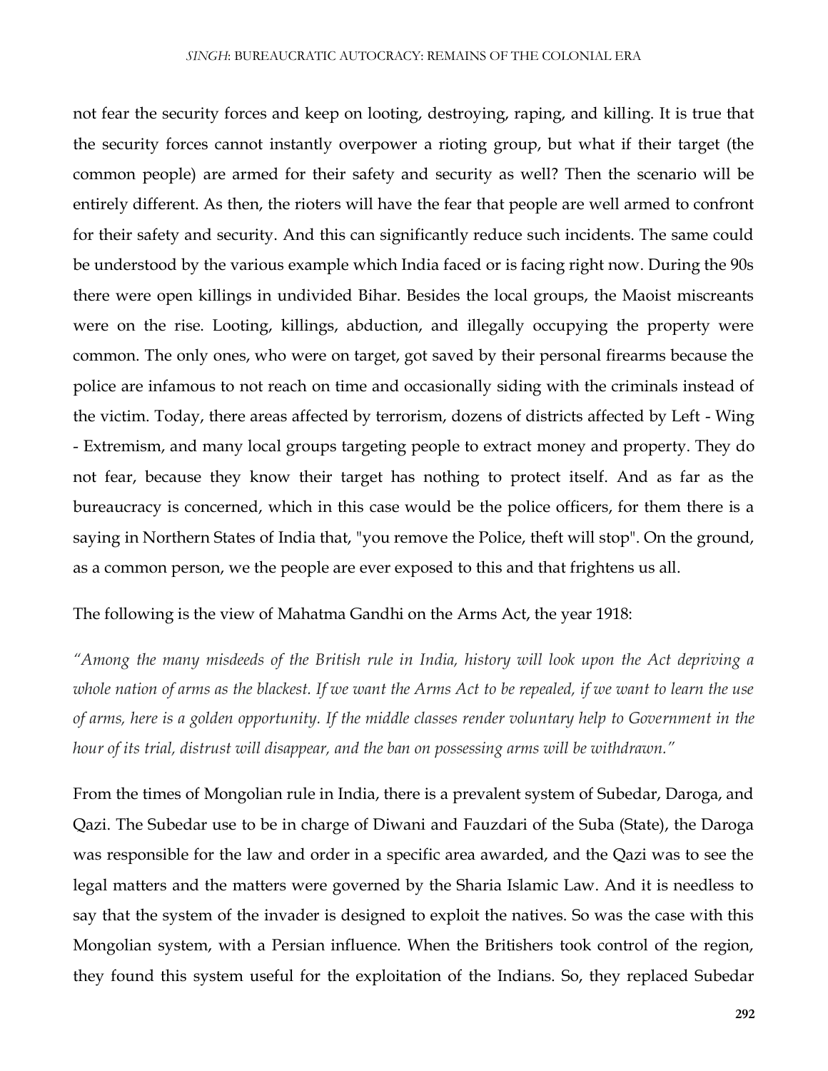not fear the security forces and keep on looting, destroying, raping, and killing. It is true that the security forces cannot instantly overpower a rioting group, but what if their target (the common people) are armed for their safety and security as well? Then the scenario will be entirely different. As then, the rioters will have the fear that people are well armed to confront for their safety and security. And this can significantly reduce such incidents. The same could be understood by the various example which India faced or is facing right now. During the 90s there were open killings in undivided Bihar. Besides the local groups, the Maoist miscreants were on the rise. Looting, killings, abduction, and illegally occupying the property were common. The only ones, who were on target, got saved by their personal firearms because the police are infamous to not reach on time and occasionally siding with the criminals instead of the victim. Today, there areas affected by terrorism, dozens of districts affected by Left - Wing - Extremism, and many local groups targeting people to extract money and property. They do not fear, because they know their target has nothing to protect itself. And as far as the bureaucracy is concerned, which in this case would be the police officers, for them there is a saying in Northern States of India that, "you remove the Police, theft will stop". On the ground, as a common person, we the people are ever exposed to this and that frightens us all.

The following is the view of Mahatma Gandhi on the Arms Act, the year 1918:

*"Among the many misdeeds of the British rule in India, history will look upon the Act depriving a whole nation of arms as the blackest. If we want the Arms Act to be repealed, if we want to learn the use of arms, here is a golden opportunity. If the middle classes render voluntary help to Government in the hour of its trial, distrust will disappear, and the ban on possessing arms will be withdrawn."*

From the times of Mongolian rule in India, there is a prevalent system of Subedar, Daroga, and Qazi. The Subedar use to be in charge of Diwani and Fauzdari of the Suba (State), the Daroga was responsible for the law and order in a specific area awarded, and the Qazi was to see the legal matters and the matters were governed by the Sharia Islamic Law. And it is needless to say that the system of the invader is designed to exploit the natives. So was the case with this Mongolian system, with a Persian influence. When the Britishers took control of the region, they found this system useful for the exploitation of the Indians. So, they replaced Subedar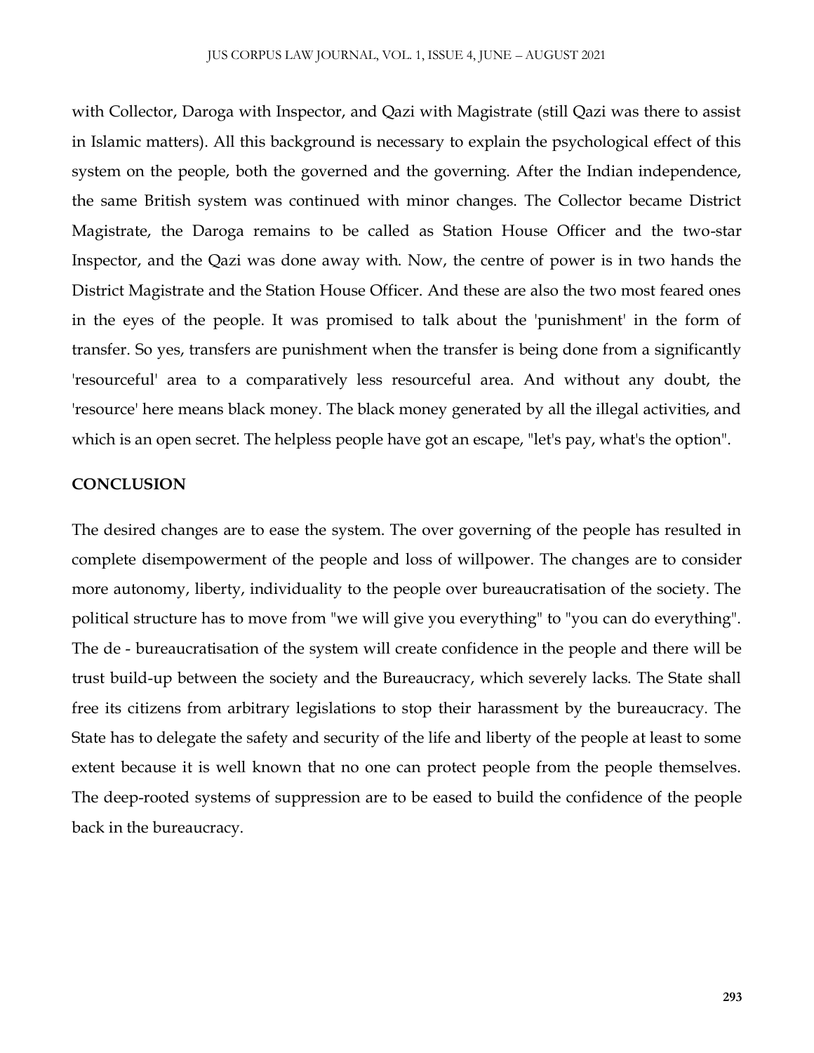with Collector, Daroga with Inspector, and Qazi with Magistrate (still Qazi was there to assist in Islamic matters). All this background is necessary to explain the psychological effect of this system on the people, both the governed and the governing. After the Indian independence, the same British system was continued with minor changes. The Collector became District Magistrate, the Daroga remains to be called as Station House Officer and the two-star Inspector, and the Qazi was done away with. Now, the centre of power is in two hands the District Magistrate and the Station House Officer. And these are also the two most feared ones in the eyes of the people. It was promised to talk about the 'punishment' in the form of transfer. So yes, transfers are punishment when the transfer is being done from a significantly 'resourceful' area to a comparatively less resourceful area. And without any doubt, the 'resource' here means black money. The black money generated by all the illegal activities, and which is an open secret. The helpless people have got an escape, "let's pay, what's the option".

## CONCLUSION

The desired changes are to ease the system. The over governing of the people has resulted in complete disempowerment of the people and loss of willpower. The changes are to consider more autonomy, liberty, individuality to the people over bureaucratisation of the society. The political structure has to move from "we will give you everything" to "you can do everything". The de - bureaucratisation of the system will create confidence in the people and there will be trust build-up between the society and the Bureaucracy, which severely lacks. The State shall free its citizens from arbitrary legislations to stop their harassment by the bureaucracy. The State has to delegate the safety and security of the life and liberty of the people at least to some extent because it is well known that no one can protect people from the people themselves. The deep-rooted systems of suppression are to be eased to build the confidence of the people back in the bureaucracy.